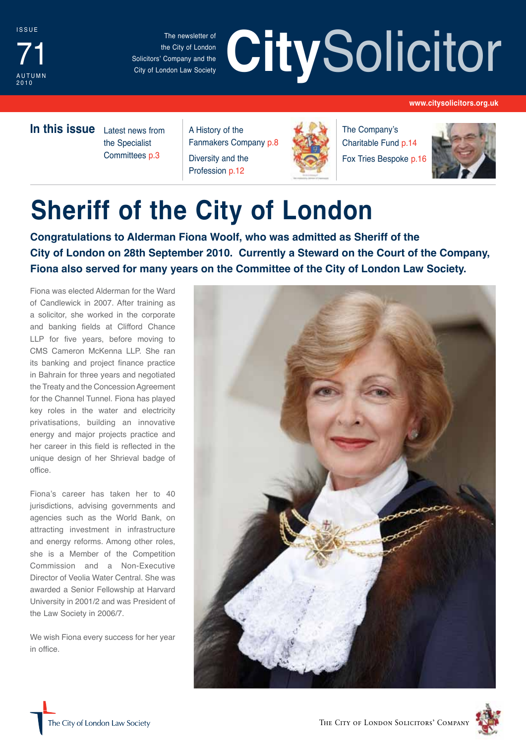ISSUE

71

AUTUMN 2010

The newsletter of the City of London Solicitors' Company and the City of London Law Society

# CitySolicitor

www.citysolicitors.org.uk

**In this issue**

Latest news from the Specialist Committees p.3

A History of the Fanmakers Company p.8

Diversity and the Profession p.12

The Company's Charitable Fund p.14

Fox Tries Bespoke p.16

# Sheriff of the City of London

**Congratulations to Alderman Fiona Woolf, who was admitted as Sheriff of the City of London on 28th September 2010. Currently a Steward on the Court of the Company, Fiona also served for many years on the Committee of the City of London Law Society.**

Fiona was elected Alderman for the Ward of Candlewick in 2007. After training as a solicitor, she worked in the corporate and banking fields at Clifford Chance LLP for five years, before moving to CMS Cameron McKenna LLP. She ran its banking and project finance practice in Bahrain for three years and negotiated the Treaty and the Concession Agreement for the Channel Tunnel. Fiona has played key roles in the water and electricity privatisations, building an innovative energy and major projects practice and her career in this field is reflected in the unique design of her Shrieval badge of office.

Fiona's career has taken her to 40 jurisdictions, advising governments and agencies such as the World Bank, on attracting investment in infrastructure and energy reforms. Among other roles, she is a Member of the Competition Commission and a Non-Executive Director of Veolia Water Central. She was awarded a Senior Fellowship at Harvard University in 2001/2 and was President of the Law Society in 2006/7.

We wish Fiona every success for her year in office.

The City of London Law Society

The City of London Solicitors' Company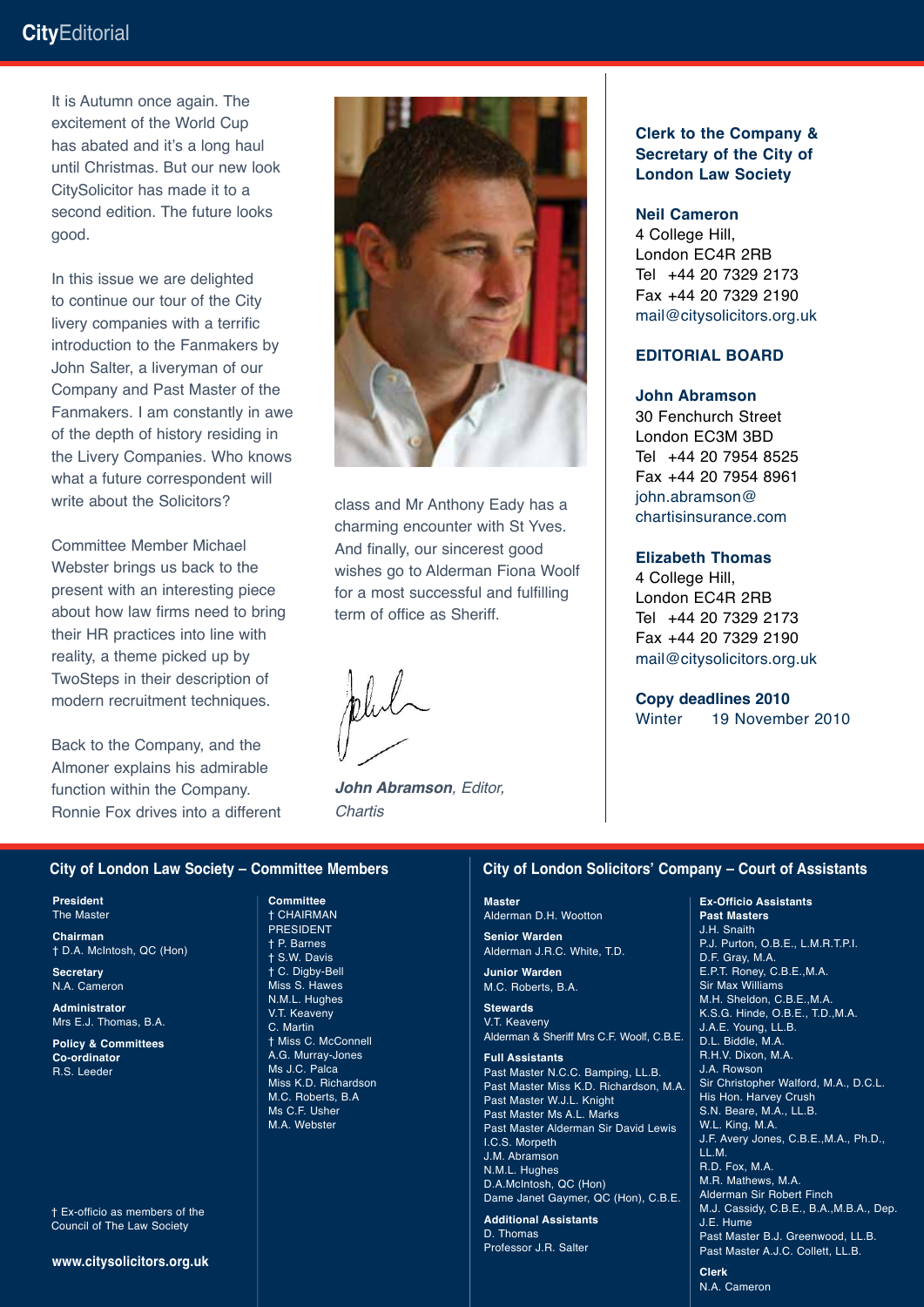# City Editorial

It is Autumn once again. The excitement of the World Cup has abated and it's a long haul until Christmas. But our new look CitySolicitor has made it to a second edition. The future looks good.

In this issue we are delighted to continue our tour of the City livery companies with a terrific introduction to the Fanmakers by John Salter, a liveryman of our Company and Past Master of the Fanmakers. I am constantly in awe of the depth of history residing in the Livery Companies. Who knows what a future correspondent will write about the Solicitors?

Committee Member Michael Webster brings us back to the present with an interesting piece about how law firms need to bring their HR practices into line with reality, a theme picked up by TwoSteps in their description of modern recruitment techniques.

Back to the Company, and the Almoner explains his admirable function within the Company. Ronnie Fox drives into a different class and Mr Anthony Eady has a charming encounter with St Yves. And finally, our sincerest good wishes go to Alderman Fiona Woolf for a most successful and fulfilling term of office as Sheriff.

***John Abramson**, Editor, Chartis*

**Clerk to the Company & Secretary of the City of London Law Society**

**Neil Cameron**
4 College Hill,
London EC4R 2RB
Tel +44 20 7329 2173
Fax +44 20 7329 2190
mail@citysolicitors.org.uk

**EDITORIAL BOARD**

**John Abramson**
30 Fenchurch Street
London EC3M 3BD
Tel +44 20 7954 8525
Fax +44 20 7954 8961
john.abramson@chartisinsurance.com

**Elizabeth Thomas**
4 College Hill,
London EC4R 2RB
Tel +44 20 7329 2173
Fax +44 20 7329 2190
mail@citysolicitors.org.uk

**Copy deadlines 2010**
Winter 19 November 2010

## City of London Law Society – Committee Members

**President**
The Master

**Chairman**
† D.A. McIntosh, QC (Hon)

**Secretary**
N.A. Cameron

**Administrator**
Mrs E.J. Thomas, B.A.

**Policy & Committees Co-ordinator**
R.S. Leeder

**Committee**
† CHAIRMAN
PRESIDENT
† P. Barnes
† S.W. Davis
† C. Digby-Bell
Miss S. Hawes
N.M.L. Hughes
V.T. Keaveny
C. Martin
† Miss C. McConnell
A.G. Murray-Jones
Ms J.C. Palca
Miss K.D. Richardson
M.C. Roberts, B.A
Ms C.F. Usher
M.A. Webster

† Ex-officio as members of the Council of The Law Society

www.citysolicitors.org.uk

## City of London Solicitors' Company – Court of Assistants

**Master**
Alderman D.H. Wootton

**Senior Warden**
Alderman J.R.C. White, T.D.

**Junior Warden**
M.C. Roberts, B.A.

**Stewards**
V.T. Keaveny
Alderman & Sheriff Mrs C.F. Woolf, C.B.E.

**Full Assistants**
Past Master N.C.C. Bamping, LL.B.
Past Master Miss K.D. Richardson, M.A.
Past Master W.J.L. Knight
Past Master Ms A.L. Marks
Past Master Alderman Sir David Lewis
I.C.S. Morpeth
J.M. Abramson
N.M.L. Hughes
D.A.McIntosh, QC (Hon)
Dame Janet Gaymer, QC (Hon), C.B.E.

**Additional Assistants**
D. Thomas
Professor J.R. Salter

**Ex-Officio Assistants**
**Past Masters**
J.H. Snaith
P.J. Purton, O.B.E., L.M.R.T.P.I.
D.F. Gray, M.A.
E.P.T. Roney, C.B.E.,M.A.
Sir Max Williams
M.H. Sheldon, C.B.E.,M.A.
K.S.G. Hinde, O.B.E., T.D.,M.A.
J.A.E. Young, LL.B.
D.L. Biddle, M.A.
R.H.V. Dixon, M.A.
J.A. Rowson
Sir Christopher Walford, M.A., D.C.L.
His Hon. Harvey Crush
S.N. Beare, M.A., LL.B.
W.L. King, M.A.
J.F. Avery Jones, C.B.E.,M.A., Ph.D., LL.M.
R.D. Fox, M.A.
M.R. Mathews, M.A.
Alderman Sir Robert Finch
M.J. Cassidy, C.B.E., B.A.,M.B.A., Dep.
J.E. Hume
Past Master B.J. Greenwood, LL.B.
Past Master A.J.C. Collett, LL.B.

**Clerk**
N.A. Cameron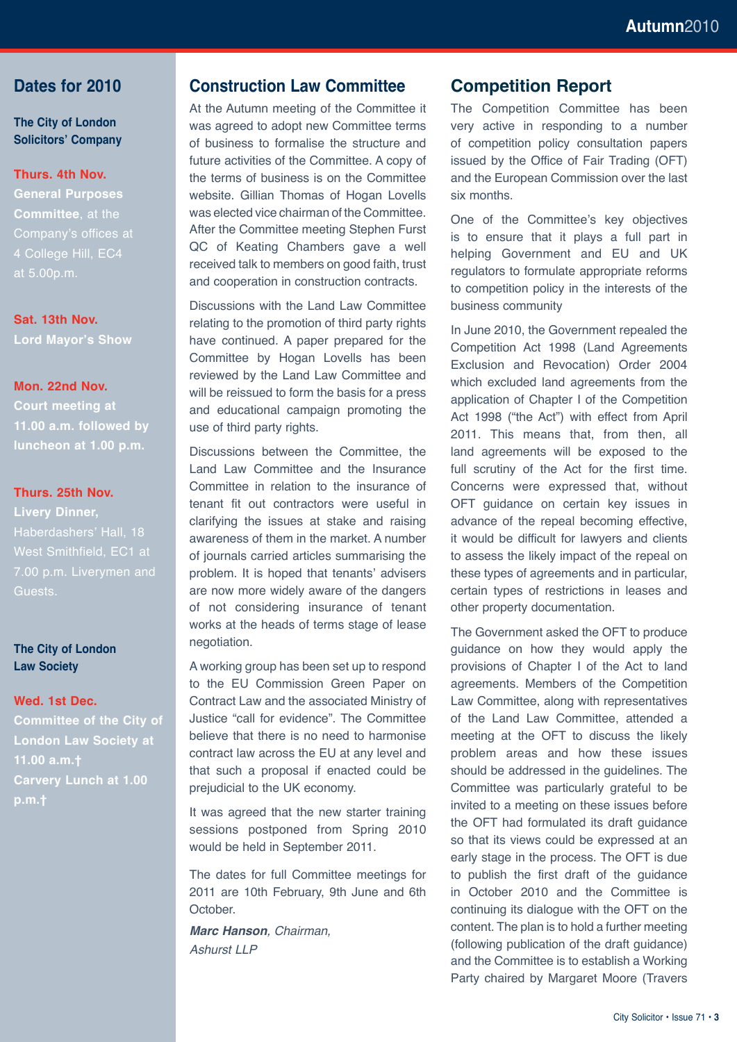## Dates for 2010

**The City of London Solicitors' Company**

**Thurs. 4th Nov.**
**General Purposes Committee**, at the Company's offices at 4 College Hill, EC4 at 5.00p.m.

**Sat. 13th Nov.**
**Lord Mayor's Show**

**Mon. 22nd Nov.**
**Court meeting at 11.00 a.m. followed by luncheon at 1.00 p.m.**

**Thurs. 25th Nov.**
**Livery Dinner,** Haberdashers' Hall, 18 West Smithfield, EC1 at 7.00 p.m. Liverymen and Guests.

**The City of London Law Society**

**Wed. 1st Dec.**
**Committee of the City of London Law Society at 11.00 a.m.†**
**Carvery Lunch at 1.00 p.m.†**

## Construction Law Committee

At the Autumn meeting of the Committee it was agreed to adopt new Committee terms of business to formalise the structure and future activities of the Committee. A copy of the terms of business is on the Committee website. Gillian Thomas of Hogan Lovells was elected vice chairman of the Committee. After the Committee meeting Stephen Furst QC of Keating Chambers gave a well received talk to members on good faith, trust and cooperation in construction contracts.

Discussions with the Land Law Committee relating to the promotion of third party rights have continued. A paper prepared for the Committee by Hogan Lovells has been reviewed by the Land Law Committee and will be reissued to form the basis for a press and educational campaign promoting the use of third party rights.

Discussions between the Committee, the Land Law Committee and the Insurance Committee in relation to the insurance of tenant fit out contractors were useful in clarifying the issues at stake and raising awareness of them in the market. A number of journals carried articles summarising the problem. It is hoped that tenants' advisers are now more widely aware of the dangers of not considering insurance of tenant works at the heads of terms stage of lease negotiation.

A working group has been set up to respond to the EU Commission Green Paper on Contract Law and the associated Ministry of Justice "call for evidence". The Committee believe that there is no need to harmonise contract law across the EU at any level and that such a proposal if enacted could be prejudicial to the UK economy.

It was agreed that the new starter training sessions postponed from Spring 2010 would be held in September 2011.

The dates for full Committee meetings for 2011 are 10th February, 9th June and 6th October.

***Marc Hanson**, Chairman,*
*Ashurst LLP*

## Competition Report

The Competition Committee has been very active in responding to a number of competition policy consultation papers issued by the Office of Fair Trading (OFT) and the European Commission over the last six months.

One of the Committee's key objectives is to ensure that it plays a full part in helping Government and EU and UK regulators to formulate appropriate reforms to competition policy in the interests of the business community

In June 2010, the Government repealed the Competition Act 1998 (Land Agreements Exclusion and Revocation) Order 2004 which excluded land agreements from the application of Chapter I of the Competition Act 1998 ("the Act") with effect from April 2011. This means that, from then, all land agreements will be exposed to the full scrutiny of the Act for the first time. Concerns were expressed that, without OFT guidance on certain key issues in advance of the repeal becoming effective, it would be difficult for lawyers and clients to assess the likely impact of the repeal on these types of agreements and in particular, certain types of restrictions in leases and other property documentation.

The Government asked the OFT to produce guidance on how they would apply the provisions of Chapter I of the Act to land agreements. Members of the Competition Law Committee, along with representatives of the Land Law Committee, attended a meeting at the OFT to discuss the likely problem areas and how these issues should be addressed in the guidelines. The Committee was particularly grateful to be invited to a meeting on these issues before the OFT had formulated its draft guidance so that its views could be expressed at an early stage in the process. The OFT is due to publish the first draft of the guidance in October 2010 and the Committee is continuing its dialogue with the OFT on the content. The plan is to hold a further meeting (following publication of the draft guidance) and the Committee is to establish a Working Party chaired by Margaret Moore (Travers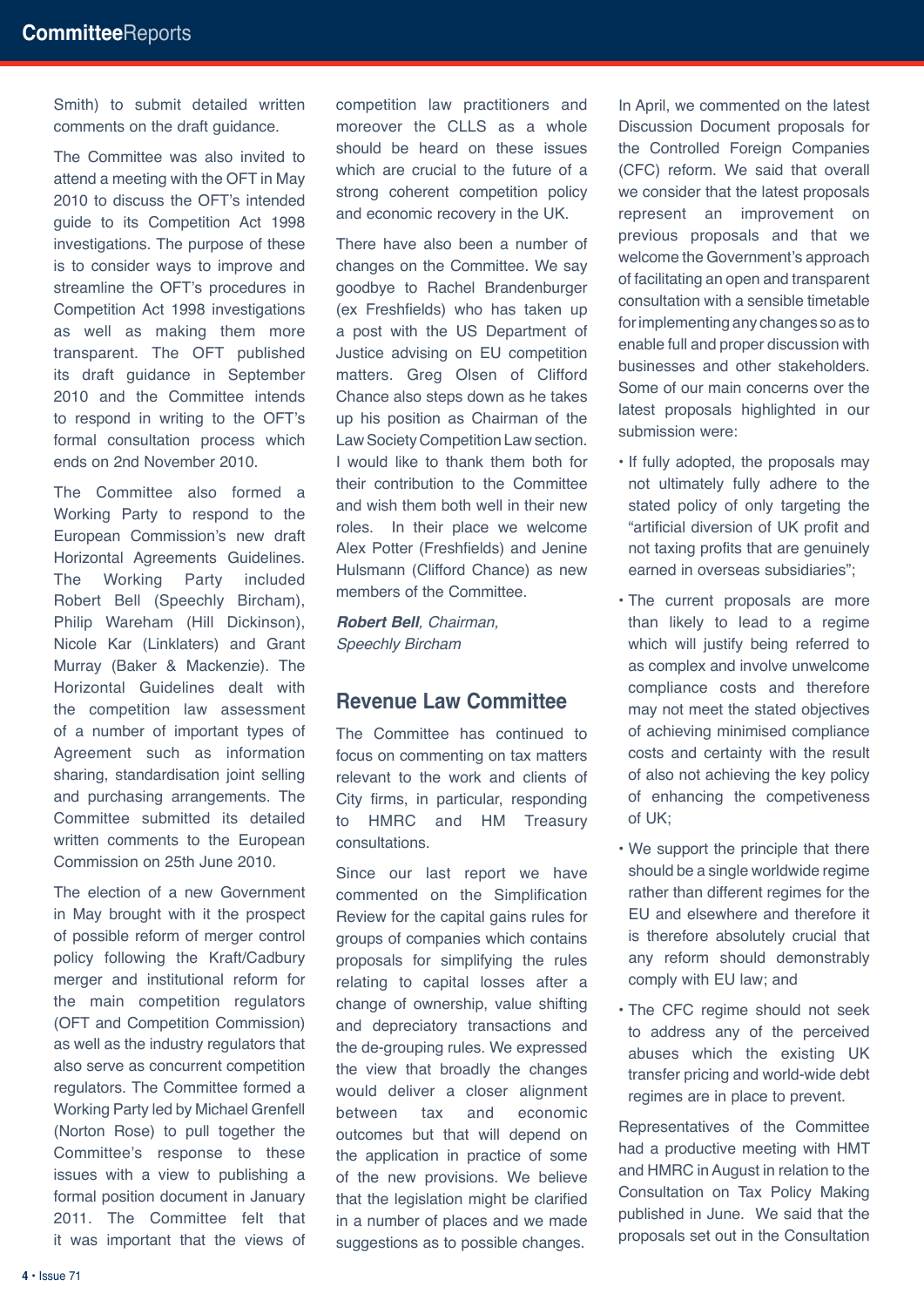Smith) to submit detailed written comments on the draft guidance.

The Committee was also invited to attend a meeting with the OFT in May 2010 to discuss the OFT's intended guide to its Competition Act 1998 investigations. The purpose of these is to consider ways to improve and streamline the OFT's procedures in Competition Act 1998 investigations as well as making them more transparent. The OFT published its draft guidance in September 2010 and the Committee intends to respond in writing to the OFT's formal consultation process which ends on 2nd November 2010.

The Committee also formed a Working Party to respond to the European Commission's new draft Horizontal Agreements Guidelines. The Working Party included Robert Bell (Speechly Bircham), Philip Wareham (Hill Dickinson), Nicole Kar (Linklaters) and Grant Murray (Baker & Mackenzie). The Horizontal Guidelines dealt with the competition law assessment of a number of important types of Agreement such as information sharing, standardisation joint selling and purchasing arrangements. The Committee submitted its detailed written comments to the European Commission on 25th June 2010.

The election of a new Government in May brought with it the prospect of possible reform of merger control policy following the Kraft/Cadbury merger and institutional reform for the main competition regulators (OFT and Competition Commission) as well as the industry regulators that also serve as concurrent competition regulators. The Committee formed a Working Party led by Michael Grenfell (Norton Rose) to pull together the Committee's response to these issues with a view to publishing a formal position document in January 2011. The Committee felt that it was important that the views of competition law practitioners and moreover the CLLS as a whole should be heard on these issues which are crucial to the future of a strong coherent competition policy and economic recovery in the UK.

There have also been a number of changes on the Committee. We say goodbye to Rachel Brandenburger (ex Freshfields) who has taken up a post with the US Department of Justice advising on EU competition matters. Greg Olsen of Clifford Chance also steps down as he takes up his position as Chairman of the Law Society Competition Law section. I would like to thank them both for their contribution to the Committee and wish them both well in their new roles. In their place we welcome Alex Potter (Freshfields) and Jenine Hulsmann (Clifford Chance) as new members of the Committee.

***Robert Bell**, Chairman,*
*Speechly Bircham*

## Revenue Law Committee

The Committee has continued to focus on commenting on tax matters relevant to the work and clients of City firms, in particular, responding to HMRC and HM Treasury consultations.

Since our last report we have commented on the Simplification Review for the capital gains rules for groups of companies which contains proposals for simplifying the rules relating to capital losses after a change of ownership, value shifting and depreciatory transactions and the de-grouping rules. We expressed the view that broadly the changes would deliver a closer alignment between tax and economic outcomes but that will depend on the application in practice of some of the new provisions. We believe that the legislation might be clarified in a number of places and we made suggestions as to possible changes.

In April, we commented on the latest Discussion Document proposals for the Controlled Foreign Companies (CFC) reform. We said that overall we consider that the latest proposals represent an improvement on previous proposals and that we welcome the Government's approach of facilitating an open and transparent consultation with a sensible timetable for implementing any changes so as to enable full and proper discussion with businesses and other stakeholders. Some of our main concerns over the latest proposals highlighted in our submission were:

- If fully adopted, the proposals may not ultimately fully adhere to the stated policy of only targeting the "artificial diversion of UK profit and not taxing profits that are genuinely earned in overseas subsidiaries";
- The current proposals are more than likely to lead to a regime which will justify being referred to as complex and involve unwelcome compliance costs and therefore may not meet the stated objectives of achieving minimised compliance costs and certainty with the result of also not achieving the key policy of enhancing the competiveness of UK;
- We support the principle that there should be a single worldwide regime rather than different regimes for the EU and elsewhere and therefore it is therefore absolutely crucial that any reform should demonstrably comply with EU law; and
- The CFC regime should not seek to address any of the perceived abuses which the existing UK transfer pricing and world-wide debt regimes are in place to prevent.

Representatives of the Committee had a productive meeting with HMT and HMRC in August in relation to the Consultation on Tax Policy Making published in June. We said that the proposals set out in the Consultation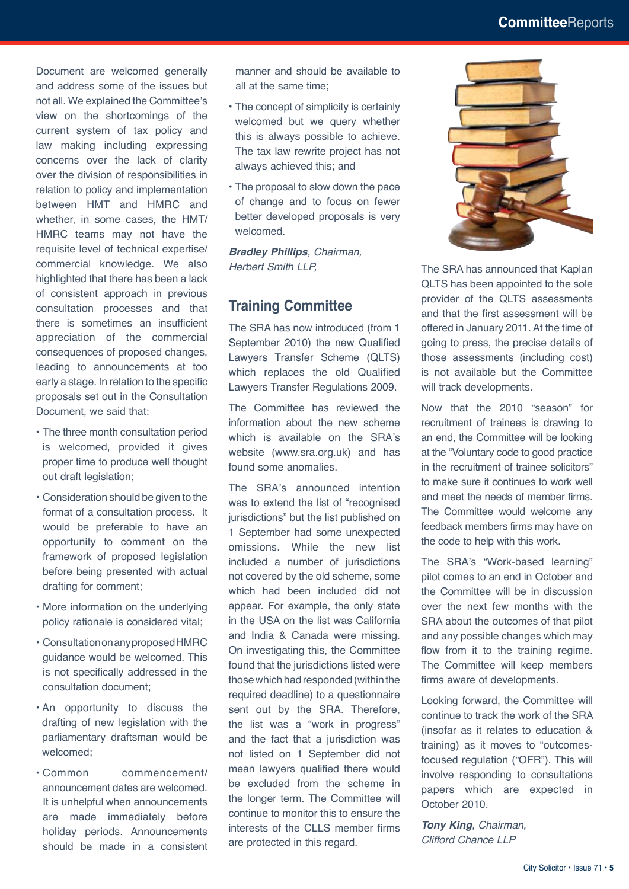Document are welcomed generally and address some of the issues but not all. We explained the Committee's view on the shortcomings of the current system of tax policy and law making including expressing concerns over the lack of clarity over the division of responsibilities in relation to policy and implementation between HMT and HMRC and whether, in some cases, the HMT/HMRC teams may not have the requisite level of technical expertise/commercial knowledge. We also highlighted that there has been a lack of consistent approach in previous consultation processes and that there is sometimes an insufficient appreciation of the commercial consequences of proposed changes, leading to announcements at too early a stage. In relation to the specific proposals set out in the Consultation Document, we said that:

- The three month consultation period is welcomed, provided it gives proper time to produce well thought out draft legislation;
- Consideration should be given to the format of a consultation process. It would be preferable to have an opportunity to comment on the framework of proposed legislation before being presented with actual drafting for comment;
- More information on the underlying policy rationale is considered vital;
- Consultation on any proposed HMRC guidance would be welcomed. This is not specifically addressed in the consultation document;
- An opportunity to discuss the drafting of new legislation with the parliamentary draftsman would be welcomed;
- Common commencement/announcement dates are welcomed. It is unhelpful when announcements are made immediately before holiday periods. Announcements should be made in a consistent manner and should be available to all at the same time;
- The concept of simplicity is certainly welcomed but we query whether this is always possible to achieve. The tax law rewrite project has not always achieved this; and
- The proposal to slow down the pace of change and to focus on fewer better developed proposals is very welcomed.

***Bradley Phillips**, Chairman,*
*Herbert Smith LLP,*

## Training Committee

The SRA has now introduced (from 1 September 2010) the new Qualified Lawyers Transfer Scheme (QLTS) which replaces the old Qualified Lawyers Transfer Regulations 2009.

The Committee has reviewed the information about the new scheme which is available on the SRA's website (www.sra.org.uk) and has found some anomalies.

The SRA's announced intention was to extend the list of "recognised jurisdictions" but the list published on 1 September had some unexpected omissions. While the new list included a number of jurisdictions not covered by the old scheme, some which had been included did not appear. For example, the only state in the USA on the list was California and India & Canada were missing. On investigating this, the Committee found that the jurisdictions listed were those which had responded (within the required deadline) to a questionnaire sent out by the SRA. Therefore, the list was a "work in progress" and the fact that a jurisdiction was not listed on 1 September did not mean lawyers qualified there would be excluded from the scheme in the longer term. The Committee will continue to monitor this to ensure the interests of the CLLS member firms are protected in this regard.

The SRA has announced that Kaplan QLTS has been appointed to the sole provider of the QLTS assessments and that the first assessment will be offered in January 2011. At the time of going to press, the precise details of those assessments (including cost) is not available but the Committee will track developments.

Now that the 2010 "season" for recruitment of trainees is drawing to an end, the Committee will be looking at the "Voluntary code to good practice in the recruitment of trainee solicitors" to make sure it continues to work well and meet the needs of member firms. The Committee would welcome any feedback members firms may have on the code to help with this work.

The SRA's "Work-based learning" pilot comes to an end in October and the Committee will be in discussion over the next few months with the SRA about the outcomes of that pilot and any possible changes which may flow from it to the training regime. The Committee will keep members firms aware of developments.

Looking forward, the Committee will continue to track the work of the SRA (insofar as it relates to education & training) as it moves to "outcomes-focused regulation ("OFR"). This will involve responding to consultations papers which are expected in October 2010.

***Tony King**, Chairman,*
*Clifford Chance LLP*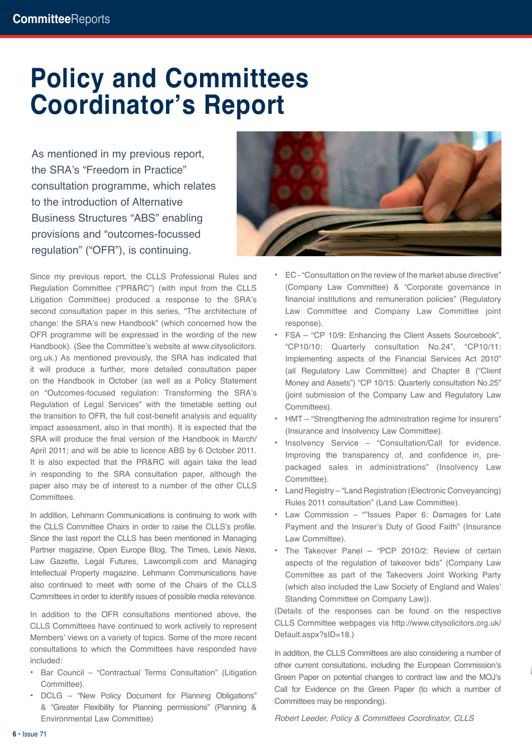# Policy and Committees Coordinator's Report

As mentioned in my previous report, the SRA's "Freedom in Practice" consultation programme, which relates to the introduction of Alternative Business Structures "ABS" enabling provisions and "outcomes-focussed regulation" ("OFR"), is continuing.

Since my previous report, the CLLS Professional Rules and Regulation Committee ("PR&RC") (with input from the CLLS Litigation Committee) produced a response to the SRA's second consultation paper in this series, "The architecture of change: the SRA's new Handbook" (which concerned how the OFR programme will be expressed in the wording of the new Handbook). (See the Committee's website at www.citysolicitors.org.uk.) As mentioned previously, the SRA has indicated that it will produce a further, more detailed consultation paper on the Handbook in October (as well as a Policy Statement on "Outcomes-focused regulation: Transforming the SRA's Regulation of Legal Services" with the timetable setting out the transition to OFR, the full cost-benefit analysis and equality impact assessment, also in that month). It is expected that the SRA will produce the final version of the Handbook in March/April 2011; and will be able to licence ABS by 6 October 2011. It is also expected that the PR&RC will again take the lead in responding to the SRA consultation paper, although the paper also may be of interest to a number of the other CLLS Committees.

In addition, Lehmann Communications is continuing to work with the CLLS Committee Chairs in order to raise the CLLS's profile. Since the last report the CLLS has been mentioned in Managing Partner magazine, Open Europe Blog, The Times, Lexis Nexis, Law Gazette, Legal Futures, Lawcompli.com and Managing Intellectual Property magazine. Lehmann Communications have also continued to meet with some of the Chairs of the CLLS Committees in order to identify issues of possible media relevance.

In addition to the OFR consultations mentioned above, the CLLS Committees have continued to work actively to represent Members' views on a variety of topics. Some of the more recent consultations to which the Committees have responded have included:

- Bar Council – "Contractual Terms Consultation" (Litigation Committee).
- DCLG – "New Policy Document for Planning Obligations" & "Greater Flexibility for Planning permissions" (Planning & Environmental Law Committee)
- EC - "Consultation on the review of the market abuse directive" (Company Law Committee) & "Corporate governance in financial institutions and remuneration policies" (Regulatory Law Committee and Company Law Committee joint response).
- FSA – "CP 10/9: Enhancing the Client Assets Sourcebook", "CP10/10: Quarterly consultation No.24", "CP10/11: Implementing aspects of the Financial Services Act 2010" (all Regulatory Law Committee) and Chapter 8 ("Client Money and Assets") "CP 10/15: Quarterly consultation No.25" (joint submission of the Company Law and Regulatory Law Committees).
- HMT – "Strengthening the administration regime for insurers" (Insurance and Insolvency Law Committee).
- Insolvency Service – "Consultation/Call for evidence. Improving the transparency of, and confidence in, pre-packaged sales in administrations" (Insolvency Law Committee).
- Land Registry – "Land Registration (Electronic Conveyancing) Rules 2011 consultation" (Land Law Committee).
- Law Commission – ""Issues Paper 6: Damages for Late Payment and the Insurer's Duty of Good Faith" (Insurance Law Committee).
- The Takeover Panel – "PCP 2010/2: Review of certain aspects of the regulation of takeover bids" (Company Law Committee as part of the Takeovers Joint Working Party (which also included the Law Society of England and Wales' Standing Committee on Company Law)).

(Details of the responses can be found on the respective CLLS Committee webpages via http://www.citysolicitors.org.uk/Default.aspx?sID=18.)

In addition, the CLLS Committees are also considering a number of other current consultations, including the European Commission's Green Paper on potential changes to contract law and the MOJ's Call for Evidence on the Green Paper (to which a number of Committees may be responding).

*Robert Leeder, Policy & Committees Coordinator, CLLS*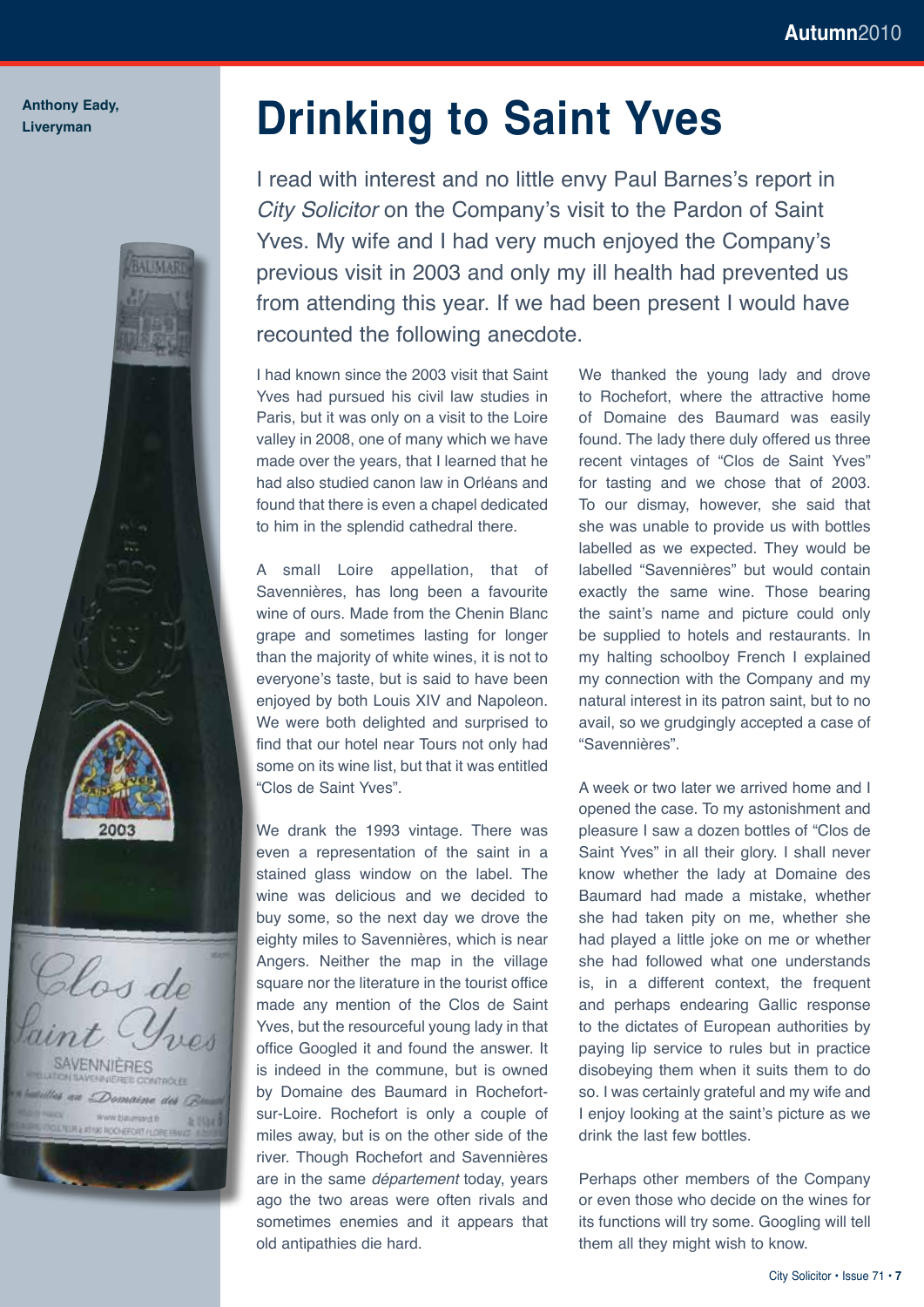**Anthony Eady, Liveryman**

# Drinking to Saint Yves

I read with interest and no little envy Paul Barnes's report in *City Solicitor* on the Company's visit to the Pardon of Saint Yves. My wife and I had very much enjoyed the Company's previous visit in 2003 and only my ill health had prevented us from attending this year. If we had been present I would have recounted the following anecdote.

I had known since the 2003 visit that Saint Yves had pursued his civil law studies in Paris, but it was only on a visit to the Loire valley in 2008, one of many which we have made over the years, that I learned that he had also studied canon law in Orléans and found that there is even a chapel dedicated to him in the splendid cathedral there.

A small Loire appellation, that of Savennières, has long been a favourite wine of ours. Made from the Chenin Blanc grape and sometimes lasting for longer than the majority of white wines, it is not to everyone's taste, but is said to have been enjoyed by both Louis XIV and Napoleon. We were both delighted and surprised to find that our hotel near Tours not only had some on its wine list, but that it was entitled "Clos de Saint Yves".

We drank the 1993 vintage. There was even a representation of the saint in a stained glass window on the label. The wine was delicious and we decided to buy some, so the next day we drove the eighty miles to Savennières, which is near Angers. Neither the map in the village square nor the literature in the tourist office made any mention of the Clos de Saint Yves, but the resourceful young lady in that office Googled it and found the answer. It is indeed in the commune, but is owned by Domaine des Baumard in Rochefort-sur-Loire. Rochefort is only a couple of miles away, but is on the other side of the river. Though Rochefort and Savennières are in the same *département* today, years ago the two areas were often rivals and sometimes enemies and it appears that old antipathies die hard.

We thanked the young lady and drove to Rochefort, where the attractive home of Domaine des Baumard was easily found. The lady there duly offered us three recent vintages of "Clos de Saint Yves" for tasting and we chose that of 2003. To our dismay, however, she said that she was unable to provide us with bottles labelled as we expected. They would be labelled "Savennières" but would contain exactly the same wine. Those bearing the saint's name and picture could only be supplied to hotels and restaurants. In my halting schoolboy French I explained my connection with the Company and my natural interest in its patron saint, but to no avail, so we grudgingly accepted a case of "Savennières".

A week or two later we arrived home and I opened the case. To my astonishment and pleasure I saw a dozen bottles of "Clos de Saint Yves" in all their glory. I shall never know whether the lady at Domaine des Baumard had made a mistake, whether she had taken pity on me, whether she had played a little joke on me or whether she had followed what one understands is, in a different context, the frequent and perhaps endearing Gallic response to the dictates of European authorities by paying lip service to rules but in practice disobeying them when it suits them to do so. I was certainly grateful and my wife and I enjoy looking at the saint's picture as we drink the last few bottles.

Perhaps other members of the Company or even those who decide on the wines for its functions will try some. Googling will tell them all they might wish to know.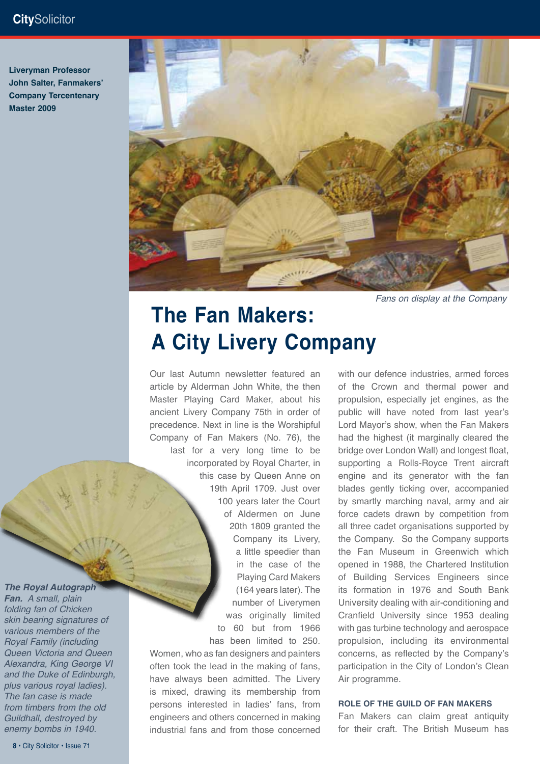Liveryman Professor John Salter, Fanmakers' Company Tercentenary Master 2009

Fans on display at the Company

# The Fan Makers: A City Livery Company

Our last Autumn newsletter featured an article by Alderman John White, the then Master Playing Card Maker, about his ancient Livery Company 75th in order of precedence. Next in line is the Worshipful Company of Fan Makers (No. 76), the last for a very long time to be incorporated by Royal Charter, in this case by Queen Anne on 19th April 1709. Just over 100 years later the Court of Aldermen on June 20th 1809 granted the Company its Livery, a little speedier than in the case of the Playing Card Makers (164 years later). The number of Liverymen was originally limited to 60 but from 1966 has been limited to 250. Women, who as fan designers and painters often took the lead in the making of fans, have always been admitted. The Livery is mixed, drawing its membership from persons interested in ladies' fans, from engineers and others concerned in making industrial fans and from those concerned with our defence industries, armed forces of the Crown and thermal power and propulsion, especially jet engines, as the public will have noted from last year's Lord Mayor's show, when the Fan Makers had the highest (it marginally cleared the bridge over London Wall) and longest float, supporting a Rolls-Royce Trent aircraft engine and its generator with the fan blades gently ticking over, accompanied by smartly marching naval, army and air force cadets drawn by competition from all three cadet organisations supported by the Company. So the Company supports the Fan Museum in Greenwich which opened in 1988, the Chartered Institution of Building Services Engineers since its formation in 1976 and South Bank University dealing with air-conditioning and Cranfield University since 1953 dealing with gas turbine technology and aerospace propulsion, including its environmental concerns, as reflected by the Company's participation in the City of London's Clean Air programme.

***The Royal Autograph Fan.*** *A small, plain folding fan of Chicken skin bearing signatures of various members of the Royal Family (including Queen Victoria and Queen Alexandra, King George VI and the Duke of Edinburgh, plus various royal ladies). The fan case is made from timbers from the old Guildhall, destroyed by enemy bombs in 1940.*

### ROLE OF THE GUILD OF FAN MAKERS

Fan Makers can claim great antiquity for their craft. The British Museum has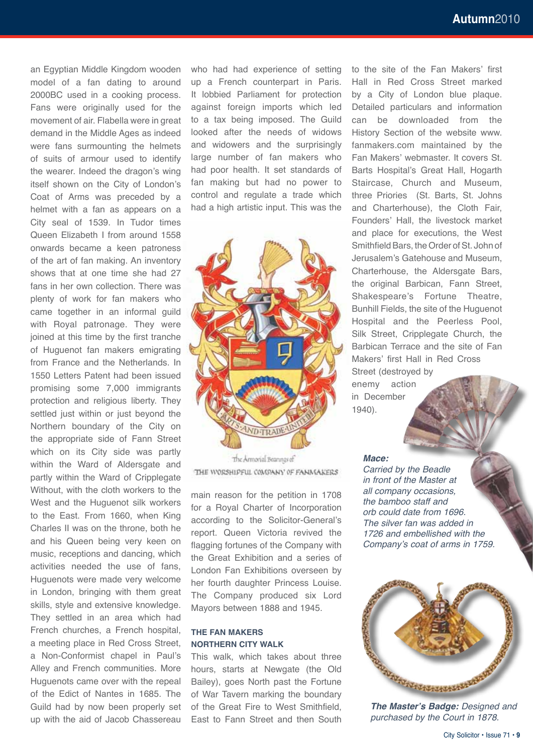an Egyptian Middle Kingdom wooden model of a fan dating to around 2000BC used in a cooking process. Fans were originally used for the movement of air. Flabella were in great demand in the Middle Ages as indeed were fans surmounting the helmets of suits of armour used to identify the wearer. Indeed the dragon's wing itself shown on the City of London's Coat of Arms was preceded by a helmet with a fan as appears on a City seal of 1539. In Tudor times Queen Elizabeth I from around 1558 onwards became a keen patroness of the art of fan making. An inventory shows that at one time she had 27 fans in her own collection. There was plenty of work for fan makers who came together in an informal guild with Royal patronage. They were joined at this time by the first tranche of Huguenot fan makers emigrating from France and the Netherlands. In 1550 Letters Patent had been issued promising some 7,000 immigrants protection and religious liberty. They settled just within or just beyond the Northern boundary of the City on the appropriate side of Fann Street which on its City side was partly within the Ward of Aldersgate and partly within the Ward of Cripplegate Without, with the cloth workers to the West and the Huguenot silk workers to the East. From 1660, when King Charles II was on the throne, both he and his Queen being very keen on music, receptions and dancing, which activities needed the use of fans, Huguenots were made very welcome in London, bringing with them great skills, style and extensive knowledge. They settled in an area which had French churches, a French hospital, a meeting place in Red Cross Street, a Non-Conformist chapel in Paul's Alley and French communities. More Huguenots came over with the repeal of the Edict of Nantes in 1685. The Guild had by now been properly set up with the aid of Jacob Chassereau who had had experience of setting up a French counterpart in Paris. It lobbied Parliament for protection against foreign imports which led to a tax being imposed. The Guild looked after the needs of widows and widowers and the surprisingly large number of fan makers who had poor health. It set standards of fan making but had no power to control and regulate a trade which had a high artistic input. This was the main reason for the petition in 1708 for a Royal Charter of Incorporation according to the Solicitor-General's report. Queen Victoria revived the flagging fortunes of the Company with the Great Exhibition and a series of London Fan Exhibitions overseen by her fourth daughter Princess Louise. The Company produced six Lord Mayors between 1888 and 1945.

The Armorial Bearings of THE WORSHIPFUL COMPANY OF FANMAKERS

### THE FAN MAKERS NORTHERN CITY WALK

This walk, which takes about three hours, starts at Newgate (the Old Bailey), goes North past the Fortune of War Tavern marking the boundary of the Great Fire to West Smithfield, East to Fann Street and then South to the site of the Fan Makers' first Hall in Red Cross Street marked by a City of London blue plaque. Detailed particulars and information can be downloaded from the History Section of the website www.fanmakers.com maintained by the Fan Makers' webmaster. It covers St. Barts Hospital's Great Hall, Hogarth Staircase, Church and Museum, three Priories (St. Barts, St. Johns and Charterhouse), the Cloth Fair, Founders' Hall, the livestock market and place for executions, the West Smithfield Bars, the Order of St. John of Jerusalem's Gatehouse and Museum, Charterhouse, the Aldersgate Bars, the original Barbican, Fann Street, Shakespeare's Fortune Theatre, Bunhill Fields, the site of the Huguenot Hospital and the Peerless Pool, Silk Street, Cripplegate Church, the Barbican Terrace and the site of Fan Makers' first Hall in Red Cross Street (destroyed by enemy action in December 1940).

***Mace:*** *Carried by the Beadle in front of the Master at all company occasions, the bamboo staff and orb could date from 1696. The silver fan was added in 1726 and embellished with the Company's coat of arms in 1759.*

***The Master's Badge:*** *Designed and purchased by the Court in 1878.*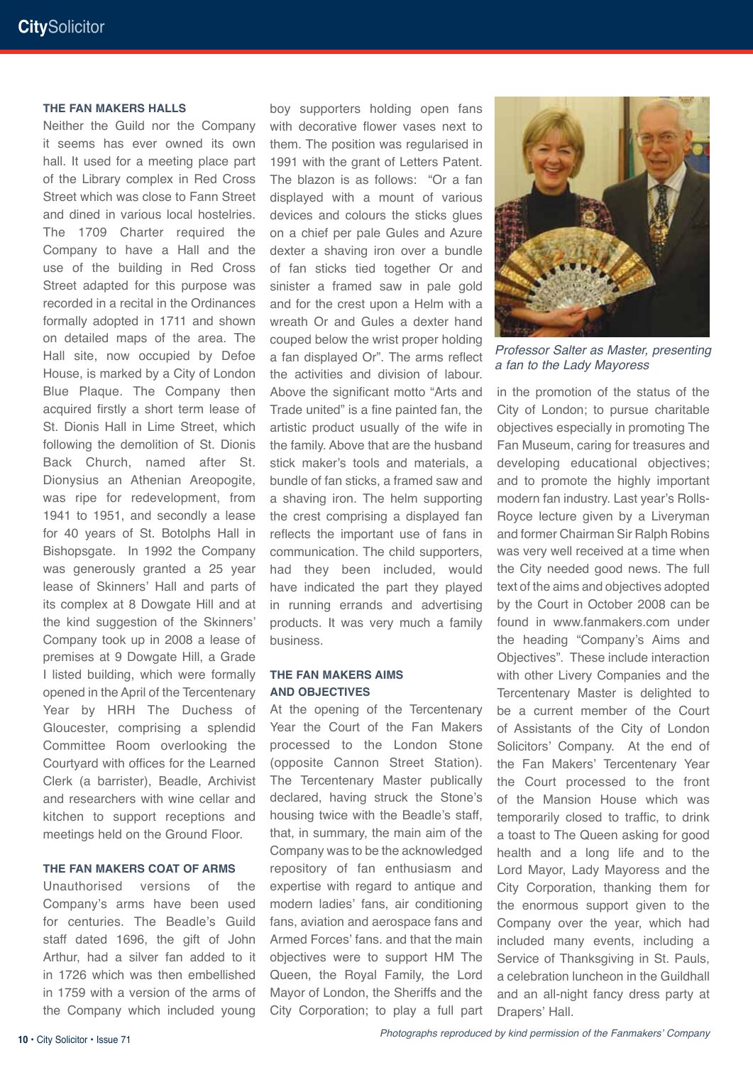### THE FAN MAKERS HALLS

Neither the Guild nor the Company it seems has ever owned its own hall. It used for a meeting place part of the Library complex in Red Cross Street which was close to Fann Street and dined in various local hostelries. The 1709 Charter required the Company to have a Hall and the use of the building in Red Cross Street adapted for this purpose was recorded in a recital in the Ordinances formally adopted in 1711 and shown on detailed maps of the area. The Hall site, now occupied by Defoe House, is marked by a City of London Blue Plaque. The Company then acquired firstly a short term lease of St. Dionis Hall in Lime Street, which following the demolition of St. Dionis Back Church, named after St. Dionysius an Athenian Areopogite, was ripe for redevelopment, from 1941 to 1951, and secondly a lease for 40 years of St. Botolphs Hall in Bishopsgate. In 1992 the Company was generously granted a 25 year lease of Skinners' Hall and parts of its complex at 8 Dowgate Hill and at the kind suggestion of the Skinners' Company took up in 2008 a lease of premises at 9 Dowgate Hill, a Grade I listed building, which were formally opened in the April of the Tercentenary Year by HRH The Duchess of Gloucester, comprising a splendid Committee Room overlooking the Courtyard with offices for the Learned Clerk (a barrister), Beadle, Archivist and researchers with wine cellar and kitchen to support receptions and meetings held on the Ground Floor.

### THE FAN MAKERS COAT OF ARMS

Unauthorised versions of the Company's arms have been used for centuries. The Beadle's Guild staff dated 1696, the gift of John Arthur, had a silver fan added to it in 1726 which was then embellished in 1759 with a version of the arms of the Company which included young boy supporters holding open fans with decorative flower vases next to them. The position was regularised in 1991 with the grant of Letters Patent. The blazon is as follows: "Or a fan displayed with a mount of various devices and colours the sticks glues on a chief per pale Gules and Azure dexter a shaving iron over a bundle of fan sticks tied together Or and sinister a framed saw in pale gold and for the crest upon a Helm with a wreath Or and Gules a dexter hand couped below the wrist proper holding a fan displayed Or". The arms reflect the activities and division of labour. Above the significant motto "Arts and Trade united" is a fine painted fan, the artistic product usually of the wife in the family. Above that are the husband stick maker's tools and materials, a bundle of fan sticks, a framed saw and a shaving iron. The helm supporting the crest comprising a displayed fan reflects the important use of fans in communication. The child supporters, had they been included, would have indicated the part they played in running errands and advertising products. It was very much a family business.

### THE FAN MAKERS AIMS AND OBJECTIVES

At the opening of the Tercentenary Year the Court of the Fan Makers processed to the London Stone (opposite Cannon Street Station). The Tercentenary Master publically declared, having struck the Stone's housing twice with the Beadle's staff, that, in summary, the main aim of the Company was to be the acknowledged repository of fan enthusiasm and expertise with regard to antique and modern ladies' fans, air conditioning fans, aviation and aerospace fans and Armed Forces' fans. and that the main objectives were to support HM The Queen, the Royal Family, the Lord Mayor of London, the Sheriffs and the City Corporation; to play a full part in the promotion of the status of the City of London; to pursue charitable objectives especially in promoting The Fan Museum, caring for treasures and developing educational objectives; and to promote the highly important modern fan industry. Last year's Rolls-Royce lecture given by a Liveryman and former Chairman Sir Ralph Robins was very well received at a time when the City needed good news. The full text of the aims and objectives adopted by the Court in October 2008 can be found in www.fanmakers.com under the heading "Company's Aims and Objectives". These include interaction with other Livery Companies and the Tercentenary Master is delighted to be a current member of the Court of Assistants of the City of London Solicitors' Company. At the end of the Fan Makers' Tercentenary Year the Court processed to the front of the Mansion House which was temporarily closed to traffic, to drink a toast to The Queen asking for good health and a long life and to the Lord Mayor, Lady Mayoress and the City Corporation, thanking them for the enormous support given to the Company over the year, which had included many events, including a Service of Thanksgiving in St. Pauls, a celebration luncheon in the Guildhall and an all-night fancy dress party at Drapers' Hall.

*Professor Salter as Master, presenting a fan to the Lady Mayoress*

*Photographs reproduced by kind permission of the Fanmakers' Company*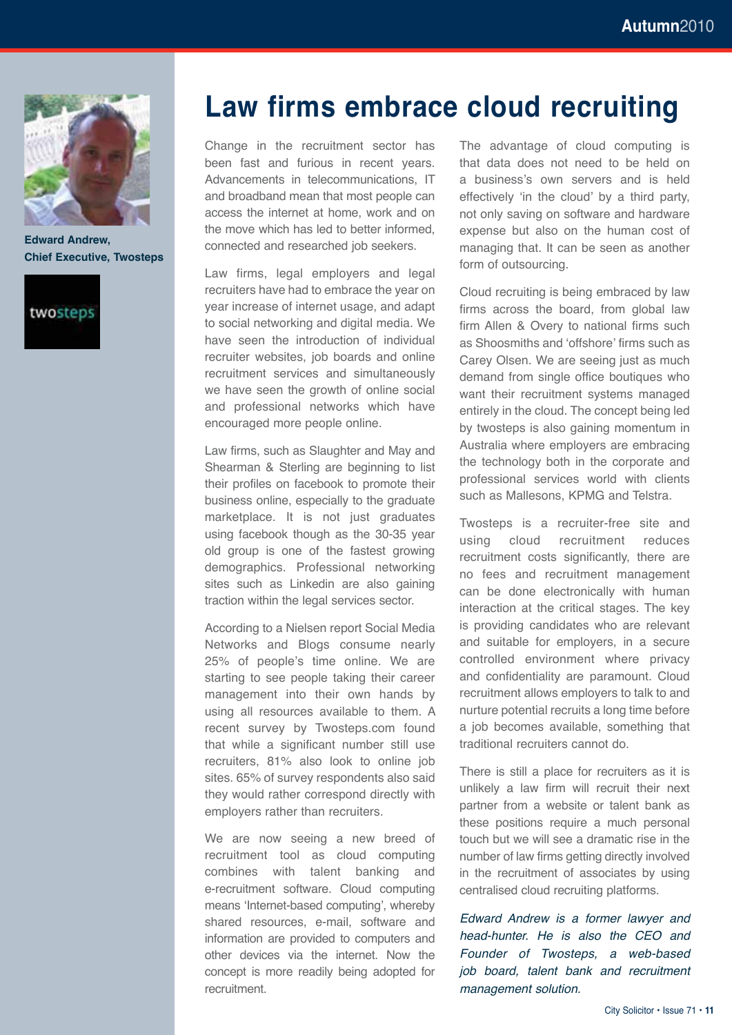# Law firms embrace cloud recruiting

**Edward Andrew, Chief Executive, Twosteps**

Change in the recruitment sector has been fast and furious in recent years. Advancements in telecommunications, IT and broadband mean that most people can access the internet at home, work and on the move which has led to better informed, connected and researched job seekers.

Law firms, legal employers and legal recruiters have had to embrace the year on year increase of internet usage, and adapt to social networking and digital media. We have seen the introduction of individual recruiter websites, job boards and online recruitment services and simultaneously we have seen the growth of online social and professional networks which have encouraged more people online.

Law firms, such as Slaughter and May and Shearman & Sterling are beginning to list their profiles on facebook to promote their business online, especially to the graduate marketplace. It is not just graduates using facebook though as the 30-35 year old group is one of the fastest growing demographics. Professional networking sites such as Linkedin are also gaining traction within the legal services sector.

According to a Nielsen report Social Media Networks and Blogs consume nearly 25% of people's time online. We are starting to see people taking their career management into their own hands by using all resources available to them. A recent survey by Twosteps.com found that while a significant number still use recruiters, 81% also look to online job sites. 65% of survey respondents also said they would rather correspond directly with employers rather than recruiters.

We are now seeing a new breed of recruitment tool as cloud computing combines with talent banking and e-recruitment software. Cloud computing means 'Internet-based computing', whereby shared resources, e-mail, software and information are provided to computers and other devices via the internet. Now the concept is more readily being adopted for recruitment.

The advantage of cloud computing is that data does not need to be held on a business's own servers and is held effectively 'in the cloud' by a third party, not only saving on software and hardware expense but also on the human cost of managing that. It can be seen as another form of outsourcing.

Cloud recruiting is being embraced by law firms across the board, from global law firm Allen & Overy to national firms such as Shoosmiths and 'offshore' firms such as Carey Olsen. We are seeing just as much demand from single office boutiques who want their recruitment systems managed entirely in the cloud. The concept being led by twosteps is also gaining momentum in Australia where employers are embracing the technology both in the corporate and professional services world with clients such as Mallesons, KPMG and Telstra.

Twosteps is a recruiter-free site and using cloud recruitment reduces recruitment costs significantly, there are no fees and recruitment management can be done electronically with human interaction at the critical stages. The key is providing candidates who are relevant and suitable for employers, in a secure controlled environment where privacy and confidentiality are paramount. Cloud recruitment allows employers to talk to and nurture potential recruits a long time before a job becomes available, something that traditional recruiters cannot do.

There is still a place for recruiters as it is unlikely a law firm will recruit their next partner from a website or talent bank as these positions require a much personal touch but we will see a dramatic rise in the number of law firms getting directly involved in the recruitment of associates by using centralised cloud recruiting platforms.

*Edward Andrew is a former lawyer and head-hunter. He is also the CEO and Founder of Twosteps, a web-based job board, talent bank and recruitment management solution.*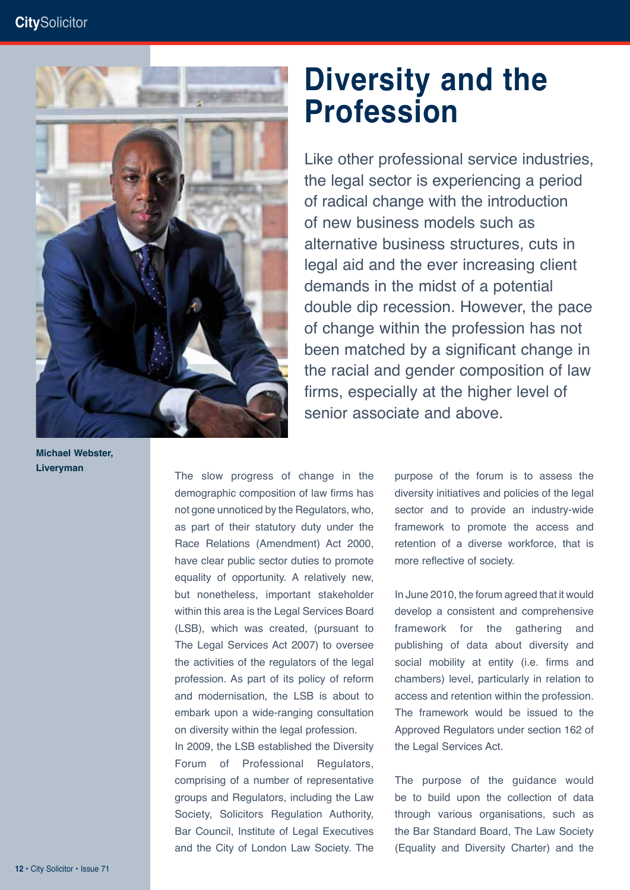# Diversity and the Profession

Like other professional service industries, the legal sector is experiencing a period of radical change with the introduction of new business models such as alternative business structures, cuts in legal aid and the ever increasing client demands in the midst of a potential double dip recession. However, the pace of change within the profession has not been matched by a significant change in the racial and gender composition of law firms, especially at the higher level of senior associate and above.

**Michael Webster, Liveryman**

The slow progress of change in the demographic composition of law firms has not gone unnoticed by the Regulators, who, as part of their statutory duty under the Race Relations (Amendment) Act 2000, have clear public sector duties to promote equality of opportunity. A relatively new, but nonetheless, important stakeholder within this area is the Legal Services Board (LSB), which was created, (pursuant to The Legal Services Act 2007) to oversee the activities of the regulators of the legal profession. As part of its policy of reform and modernisation, the LSB is about to embark upon a wide-ranging consultation on diversity within the legal profession.

In 2009, the LSB established the Diversity Forum of Professional Regulators, comprising of a number of representative groups and Regulators, including the Law Society, Solicitors Regulation Authority, Bar Council, Institute of Legal Executives and the City of London Law Society. The purpose of the forum is to assess the diversity initiatives and policies of the legal sector and to provide an industry-wide framework to promote the access and retention of a diverse workforce, that is more reflective of society.

In June 2010, the forum agreed that it would develop a consistent and comprehensive framework for the gathering and publishing of data about diversity and social mobility at entity (i.e. firms and chambers) level, particularly in relation to access and retention within the profession. The framework would be issued to the Approved Regulators under section 162 of the Legal Services Act.

The purpose of the guidance would be to build upon the collection of data through various organisations, such as the Bar Standard Board, The Law Society (Equality and Diversity Charter) and the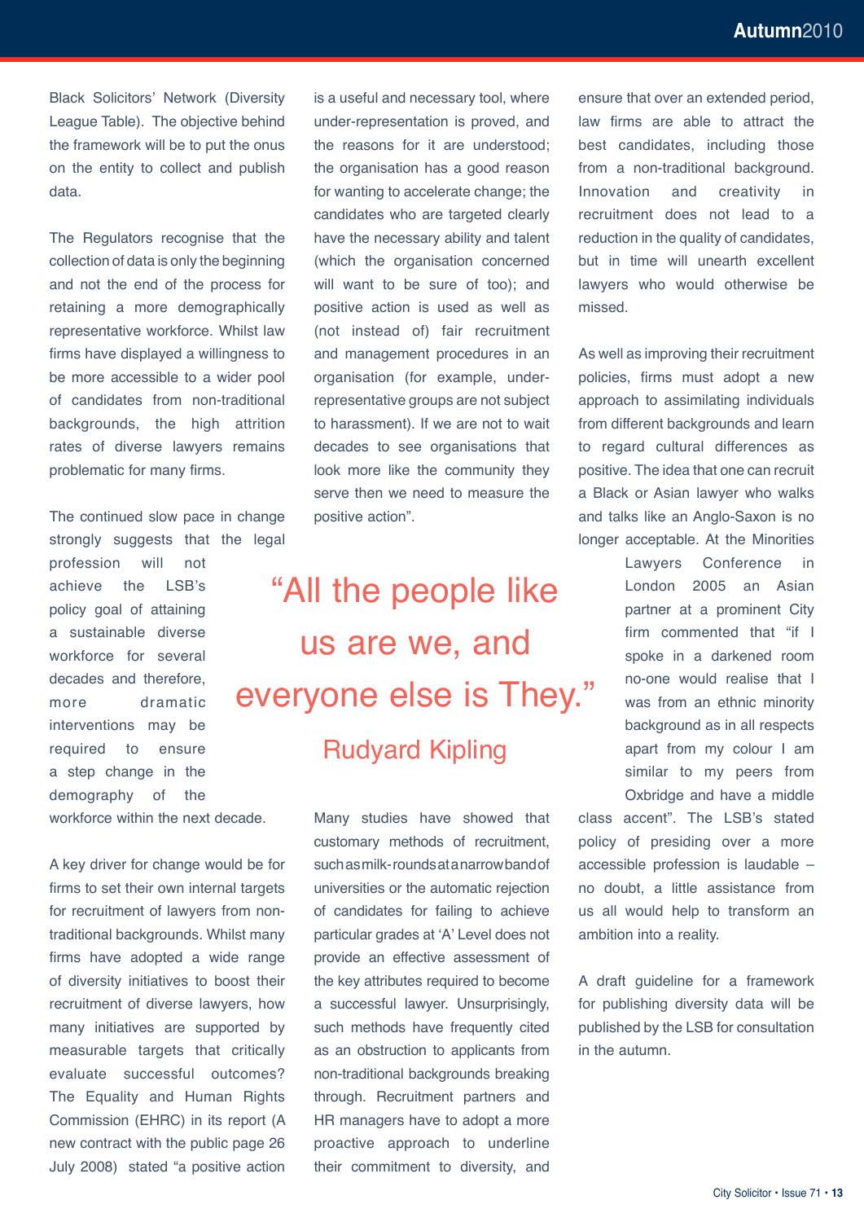Black Solicitors' Network (Diversity League Table). The objective behind the framework will be to put the onus on the entity to collect and publish data.

The Regulators recognise that the collection of data is only the beginning and not the end of the process for retaining a more demographically representative workforce. Whilst law firms have displayed a willingness to be more accessible to a wider pool of candidates from non-traditional backgrounds, the high attrition rates of diverse lawyers remains problematic for many firms.

The continued slow pace in change strongly suggests that the legal profession will not achieve the LSB's policy goal of attaining a sustainable diverse workforce for several decades and therefore, more dramatic interventions may be required to ensure a step change in the demography of the workforce within the next decade.

A key driver for change would be for firms to set their own internal targets for recruitment of lawyers from non-traditional backgrounds. Whilst many firms have adopted a wide range of diversity initiatives to boost their recruitment of diverse lawyers, how many initiatives are supported by measurable targets that critically evaluate successful outcomes? The Equality and Human Rights Commission (EHRC) in its report (A new contract with the public page 26 July 2008) stated "a positive action is a useful and necessary tool, where under-representation is proved, and the reasons for it are understood; the organisation has a good reason for wanting to accelerate change; the candidates who are targeted clearly have the necessary ability and talent (which the organisation concerned will want to be sure of too); and positive action is used as well as (not instead of) fair recruitment and management procedures in an organisation (for example, under-representative groups are not subject to harassment). If we are not to wait decades to see organisations that look more like the community they serve then we need to measure the positive action".

> "All the people like us are we, and everyone else is They."
>
> Rudyard Kipling

Many studies have showed that customary methods of recruitment, such as milk-rounds at a narrow band of universities or the automatic rejection of candidates for failing to achieve particular grades at 'A' Level does not provide an effective assessment of the key attributes required to become a successful lawyer. Unsurprisingly, such methods have frequently cited as an obstruction to applicants from non-traditional backgrounds breaking through. Recruitment partners and HR managers have to adopt a more proactive approach to underline their commitment to diversity, and ensure that over an extended period, law firms are able to attract the best candidates, including those from a non-traditional background. Innovation and creativity in recruitment does not lead to a reduction in the quality of candidates, but in time will unearth excellent lawyers who would otherwise be missed.

As well as improving their recruitment policies, firms must adopt a new approach to assimilating individuals from different backgrounds and learn to regard cultural differences as positive. The idea that one can recruit a Black or Asian lawyer who walks and talks like an Anglo-Saxon is no longer acceptable. At the Minorities Lawyers Conference in London 2005 an Asian partner at a prominent City firm commented that "if I spoke in a darkened room no-one would realise that I was from an ethnic minority background as in all respects apart from my colour I am similar to my peers from Oxbridge and have a middle class accent". The LSB's stated policy of presiding over a more accessible profession is laudable – no doubt, a little assistance from us all would help to transform an ambition into a reality.

A draft guideline for a framework for publishing diversity data will be published by the LSB for consultation in the autumn.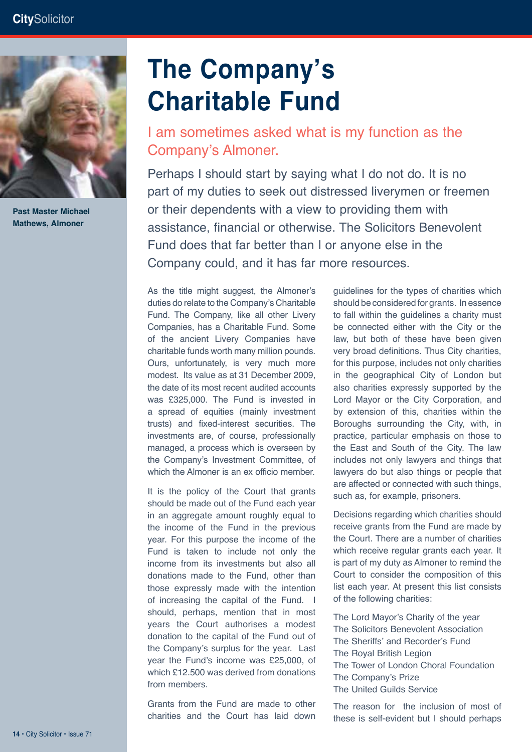# The Company's Charitable Fund

Past Master Michael Mathews, Almoner

## I am sometimes asked what is my function as the Company's Almoner.

Perhaps I should start by saying what I do not do. It is no part of my duties to seek out distressed liverymen or freemen or their dependents with a view to providing them with assistance, financial or otherwise. The Solicitors Benevolent Fund does that far better than I or anyone else in the Company could, and it has far more resources.

As the title might suggest, the Almoner's duties do relate to the Company's Charitable Fund. The Company, like all other Livery Companies, has a Charitable Fund. Some of the ancient Livery Companies have charitable funds worth many million pounds. Ours, unfortunately, is very much more modest. Its value as at 31 December 2009, the date of its most recent audited accounts was £325,000. The Fund is invested in a spread of equities (mainly investment trusts) and fixed-interest securities. The investments are, of course, professionally managed, a process which is overseen by the Company's Investment Committee, of which the Almoner is an ex officio member.

It is the policy of the Court that grants should be made out of the Fund each year in an aggregate amount roughly equal to the income of the Fund in the previous year. For this purpose the income of the Fund is taken to include not only the income from its investments but also all donations made to the Fund, other than those expressly made with the intention of increasing the capital of the Fund. I should, perhaps, mention that in most years the Court authorises a modest donation to the capital of the Fund out of the Company's surplus for the year. Last year the Fund's income was £25,000, of which £12.500 was derived from donations from members.

Grants from the Fund are made to other charities and the Court has laid down guidelines for the types of charities which should be considered for grants. In essence to fall within the guidelines a charity must be connected either with the City or the law, but both of these have been given very broad definitions. Thus City charities, for this purpose, includes not only charities in the geographical City of London but also charities expressly supported by the Lord Mayor or the City Corporation, and by extension of this, charities within the Boroughs surrounding the City, with, in practice, particular emphasis on those to the East and South of the City. The law includes not only lawyers and things that lawyers do but also things or people that are affected or connected with such things, such as, for example, prisoners.

Decisions regarding which charities should receive grants from the Fund are made by the Court. There are a number of charities which receive regular grants each year. It is part of my duty as Almoner to remind the Court to consider the composition of this list each year. At present this list consists of the following charities:

The Lord Mayor's Charity of the year
The Solicitors Benevolent Association
The Sheriffs' and Recorder's Fund
The Royal British Legion
The Tower of London Choral Foundation
The Company's Prize
The United Guilds Service

The reason for the inclusion of most of these is self-evident but I should perhaps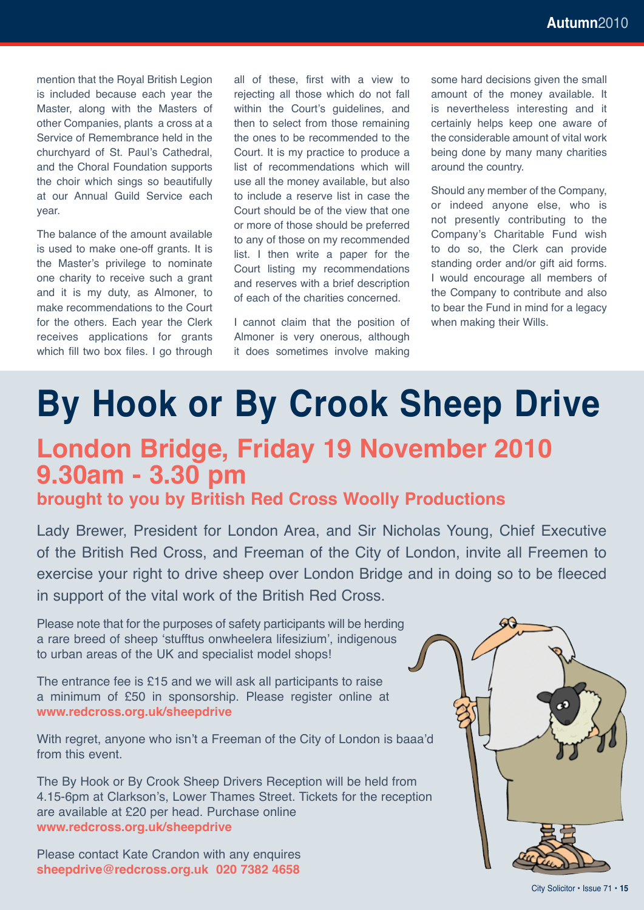mention that the Royal British Legion is included because each year the Master, along with the Masters of other Companies, plants a cross at a Service of Remembrance held in the churchyard of St. Paul's Cathedral, and the Choral Foundation supports the choir which sings so beautifully at our Annual Guild Service each year.

The balance of the amount available is used to make one-off grants. It is the Master's privilege to nominate one charity to receive such a grant and it is my duty, as Almoner, to make recommendations to the Court for the others. Each year the Clerk receives applications for grants which fill two box files. I go through all of these, first with a view to rejecting all those which do not fall within the Court's guidelines, and then to select from those remaining the ones to be recommended to the Court. It is my practice to produce a list of recommendations which will use all the money available, but also to include a reserve list in case the Court should be of the view that one or more of those should be preferred to any of those on my recommended list. I then write a paper for the Court listing my recommendations and reserves with a brief description of each of the charities concerned.

I cannot claim that the position of Almoner is very onerous, although it does sometimes involve making some hard decisions given the small amount of the money available. It is nevertheless interesting and it certainly helps keep one aware of the considerable amount of vital work being done by many many charities around the country.

Should any member of the Company, or indeed anyone else, who is not presently contributing to the Company's Charitable Fund wish to do so, the Clerk can provide standing order and/or gift aid forms. I would encourage all members of the Company to contribute and also to bear the Fund in mind for a legacy when making their Wills.

# By Hook or By Crook Sheep Drive

## London Bridge, Friday 19 November 2010 9.30am - 3.30 pm

### brought to you by British Red Cross Woolly Productions

Lady Brewer, President for London Area, and Sir Nicholas Young, Chief Executive of the British Red Cross, and Freeman of the City of London, invite all Freemen to exercise your right to drive sheep over London Bridge and in doing so to be fleeced in support of the vital work of the British Red Cross.

Please note that for the purposes of safety participants will be herding a rare breed of sheep 'stufftus onwheelera lifesizium', indigenous to urban areas of the UK and specialist model shops!

The entrance fee is £15 and we will ask all participants to raise a minimum of £50 in sponsorship. Please register online at **www.redcross.org.uk/sheepdrive**

With regret, anyone who isn't a Freeman of the City of London is baaa'd from this event.

The By Hook or By Crook Sheep Drivers Reception will be held from 4.15-6pm at Clarkson's, Lower Thames Street. Tickets for the reception are available at £20 per head. Purchase online **www.redcross.org.uk/sheepdrive**

Please contact Kate Crandon with any enquires **sheepdrive@redcross.org.uk 020 7382 4658**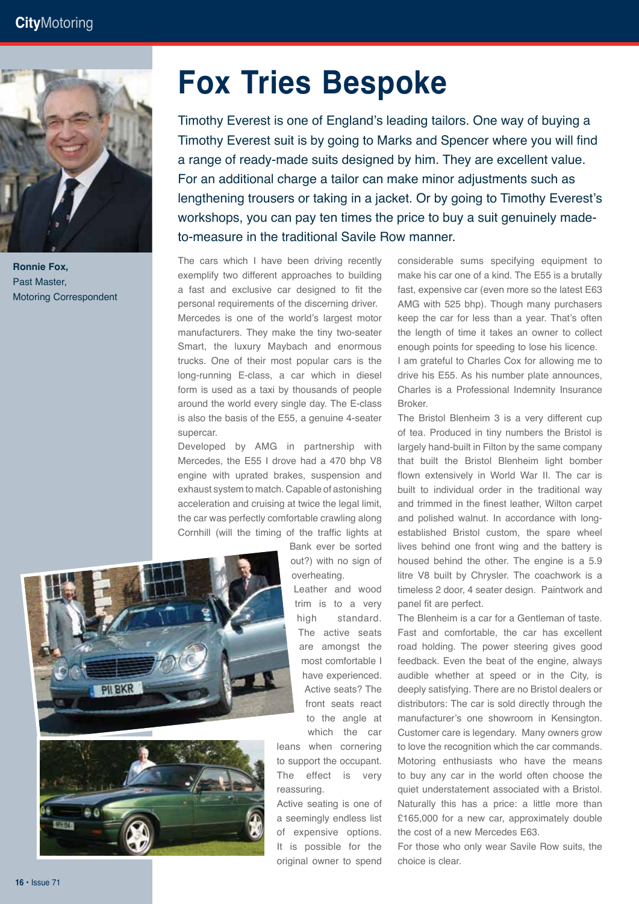# Fox Tries Bespoke

**Ronnie Fox,**
Past Master,
Motoring Correspondent

Timothy Everest is one of England's leading tailors. One way of buying a Timothy Everest suit is by going to Marks and Spencer where you will find a range of ready-made suits designed by him. They are excellent value. For an additional charge a tailor can make minor adjustments such as lengthening trousers or taking in a jacket. Or by going to Timothy Everest's workshops, you can pay ten times the price to buy a suit genuinely made-to-measure in the traditional Savile Row manner.

The cars which I have been driving recently exemplify two different approaches to building a fast and exclusive car designed to fit the personal requirements of the discerning driver.

Mercedes is one of the world's largest motor manufacturers. They make the tiny two-seater Smart, the luxury Maybach and enormous trucks. One of their most popular cars is the long-running E-class, a car which in diesel form is used as a taxi by thousands of people around the world every single day. The E-class is also the basis of the E55, a genuine 4-seater supercar.

Developed by AMG in partnership with Mercedes, the E55 I drove had a 470 bhp V8 engine with uprated brakes, suspension and exhaust system to match. Capable of astonishing acceleration and cruising at twice the legal limit, the car was perfectly comfortable crawling along Cornhill (will the timing of the traffic lights at Bank ever be sorted out?) with no sign of overheating.

Leather and wood trim is to a very high standard. The active seats are amongst the most comfortable I have experienced. Active seats? The front seats react to the angle at which the car leans when cornering to support the occupant. The effect is very reassuring.

Active seating is one of a seemingly endless list of expensive options. It is possible for the original owner to spend considerable sums specifying equipment to make his car one of a kind. The E55 is a brutally fast, expensive car (even more so the latest E63 AMG with 525 bhp). Though many purchasers keep the car for less than a year. That's often the length of time it takes an owner to collect enough points for speeding to lose his licence.

I am grateful to Charles Cox for allowing me to drive his E55. As his number plate announces, Charles is a Professional Indemnity Insurance Broker.

The Bristol Blenheim 3 is a very different cup of tea. Produced in tiny numbers the Bristol is largely hand-built in Filton by the same company that built the Bristol Blenheim light bomber flown extensively in World War II. The car is built to individual order in the traditional way and trimmed in the finest leather, Wilton carpet and polished walnut. In accordance with long-established Bristol custom, the spare wheel lives behind one front wing and the battery is housed behind the other. The engine is a 5.9 litre V8 built by Chrysler. The coachwork is a timeless 2 door, 4 seater design. Paintwork and panel fit are perfect.

The Blenheim is a car for a Gentleman of taste. Fast and comfortable, the car has excellent road holding. The power steering gives good feedback. Even the beat of the engine, always audible whether at speed or in the City, is deeply satisfying. There are no Bristol dealers or distributors: The car is sold directly through the manufacturer's one showroom in Kensington. Customer care is legendary. Many owners grow to love the recognition which the car commands. Motoring enthusiasts who have the means to buy any car in the world often choose the quiet understatement associated with a Bristol. Naturally this has a price: a little more than £165,000 for a new car, approximately double the cost of a new Mercedes E63.

For those who only wear Savile Row suits, the choice is clear.